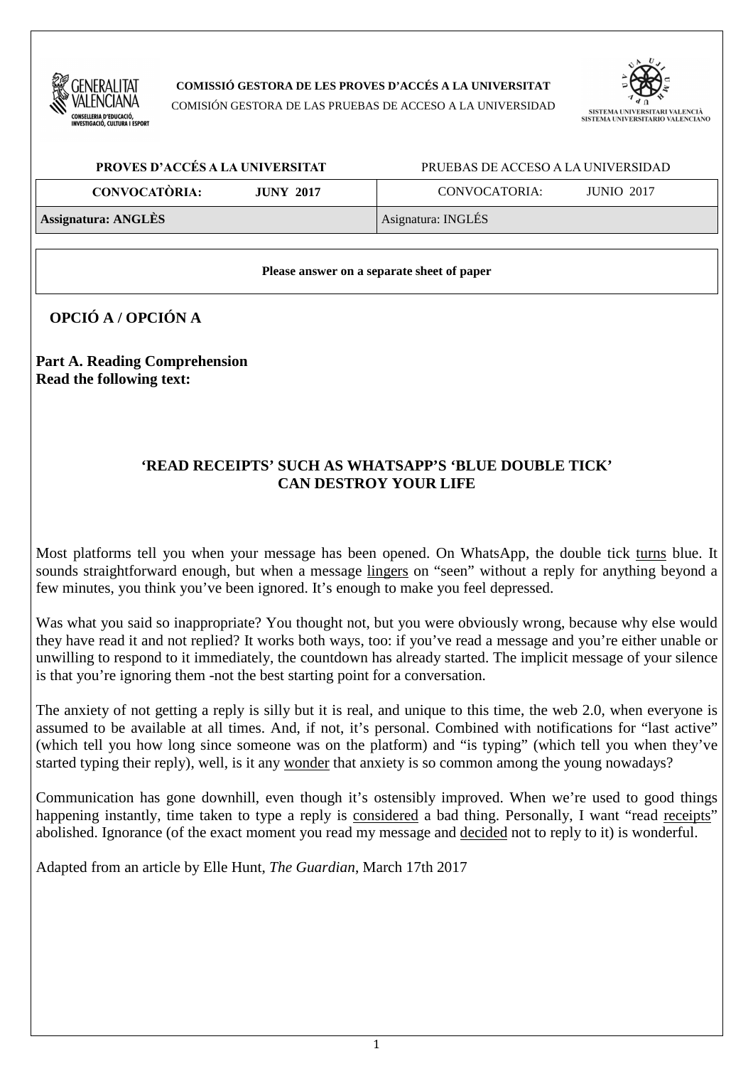**COMISSIÓ GESTORA DE LES PROVES D'ACCÉS A LA UNIVERSITAT**

COMISIÓN GESTORA DE LAS PRUEBAS DE ACCESO A LA UNIVERSIDAD

SISTEMA UNIVERSITARI VALENCIÀ
SISTEMA UNIVERSITARIO VALENCIANO

| **PROVES D'ACCÉS A LA UNIVERSITAT** | PRUEBAS DE ACCESO A LA UNIVERSIDAD |
|---|---|
| **CONVOCATÒRIA: JUNY 2017** | CONVOCATORIA: JUNIO 2017 |
| **Assignatura: ANGLÈS** | Asignatura: INGLÉS |

**Please answer on a separate sheet of paper**

## OPCIÓ A / OPCIÓN A

**Part A. Reading Comprehension**
**Read the following text:**

### 'READ RECEIPTS' SUCH AS WHATSAPP'S 'BLUE DOUBLE TICK' CAN DESTROY YOUR LIFE

Most platforms tell you when your message has been opened. On WhatsApp, the double tick <u>turns</u> blue. It sounds straightforward enough, but when a message <u>lingers</u> on "seen" without a reply for anything beyond a few minutes, you think you've been ignored. It's enough to make you feel depressed.

Was what you said so inappropriate? You thought not, but you were obviously wrong, because why else would they have read it and not replied? It works both ways, too: if you've read a message and you're either unable or unwilling to respond to it immediately, the countdown has already started. The implicit message of your silence is that you're ignoring them -not the best starting point for a conversation.

The anxiety of not getting a reply is silly but it is real, and unique to this time, the web 2.0, when everyone is assumed to be available at all times. And, if not, it's personal. Combined with notifications for "last active" (which tell you how long since someone was on the platform) and "is typing" (which tell you when they've started typing their reply), well, is it any <u>wonder</u> that anxiety is so common among the young nowadays?

Communication has gone downhill, even though it's ostensibly improved. When we're used to good things happening instantly, time taken to type a reply is <u>considered</u> a bad thing. Personally, I want "read <u>receipts</u>" abolished. Ignorance (of the exact moment you read my message and <u>decided</u> not to reply to it) is wonderful.

Adapted from an article by Elle Hunt, *The Guardian*, March 17th 2017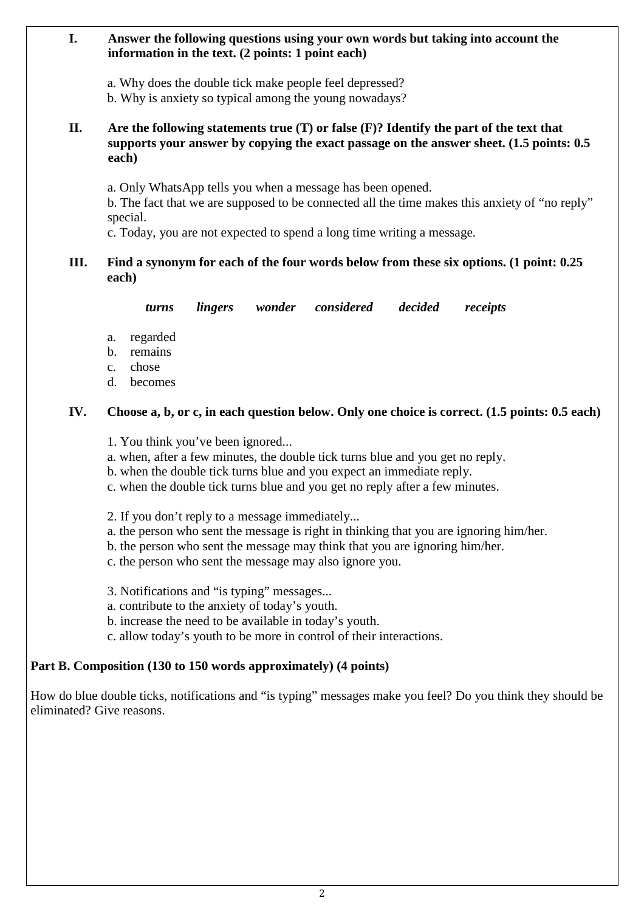## I. Answer the following questions using your own words but taking into account the information in the text. (2 points: 1 point each)

a. Why does the double tick make people feel depressed?
b. Why is anxiety so typical among the young nowadays?

## II. Are the following statements true (T) or false (F)? Identify the part of the text that supports your answer by copying the exact passage on the answer sheet. (1.5 points: 0.5 each)

a. Only WhatsApp tells you when a message has been opened.
b. The fact that we are supposed to be connected all the time makes this anxiety of "no reply" special.
c. Today, you are not expected to spend a long time writing a message.

## III. Find a synonym for each of the four words below from these six options. (1 point: 0.25 each)

*turns* *lingers* *wonder* *considered* *decided* *receipts*

a. regarded
b. remains
c. chose
d. becomes

## IV. Choose a, b, or c, in each question below. Only one choice is correct. (1.5 points: 0.5 each)

1. You think you've been ignored...
a. when, after a few minutes, the double tick turns blue and you get no reply.
b. when the double tick turns blue and you expect an immediate reply.
c. when the double tick turns blue and you get no reply after a few minutes.

2. If you don't reply to a message immediately...
a. the person who sent the message is right in thinking that you are ignoring him/her.
b. the person who sent the message may think that you are ignoring him/her.
c. the person who sent the message may also ignore you.

3. Notifications and "is typing" messages...
a. contribute to the anxiety of today's youth.
b. increase the need to be available in today's youth.
c. allow today's youth to be more in control of their interactions.

## Part B. Composition (130 to 150 words approximately) (4 points)

How do blue double ticks, notifications and "is typing" messages make you feel? Do you think they should be eliminated? Give reasons.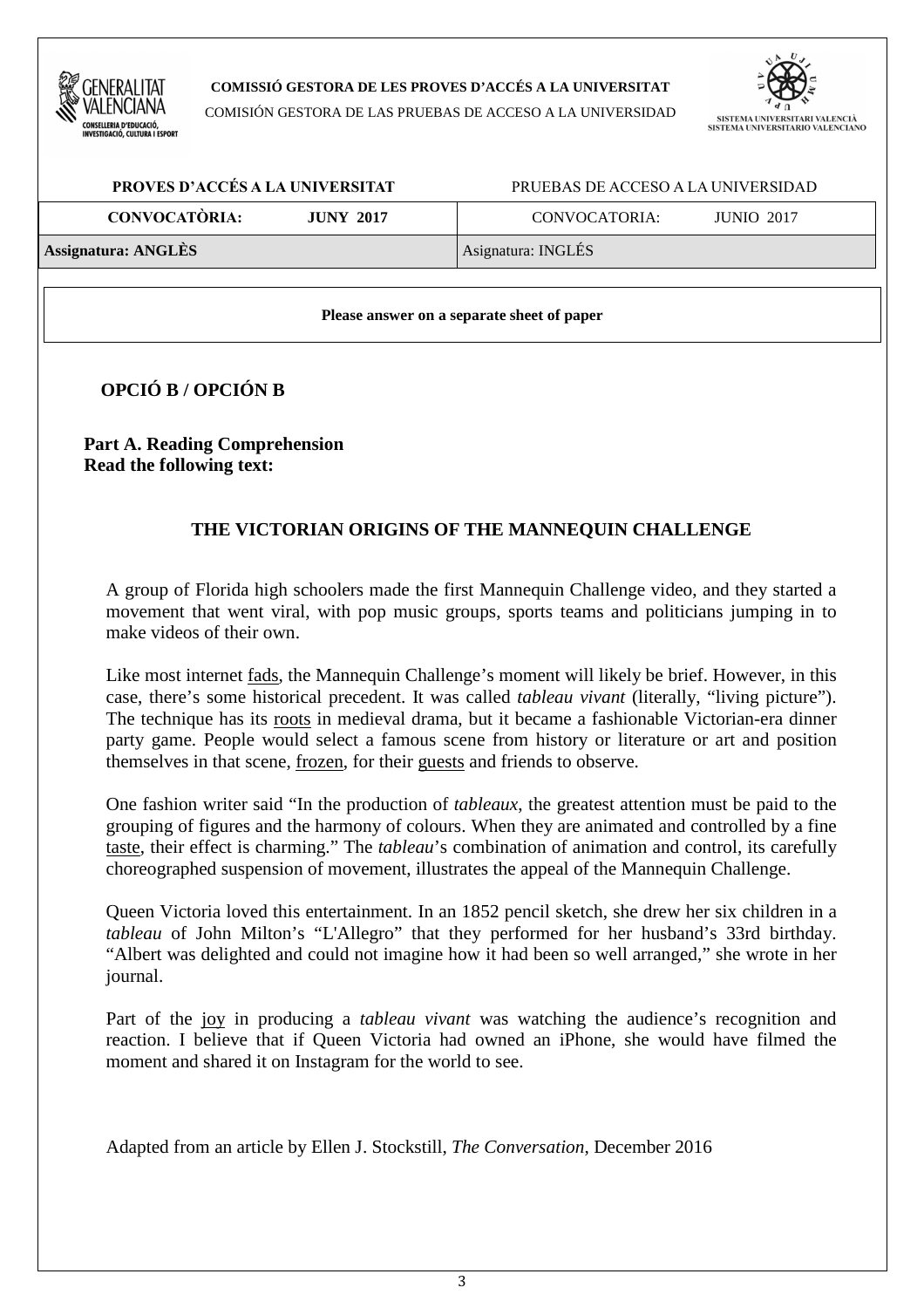**COMISSIÓ GESTORA DE LES PROVES D'ACCÉS A LA UNIVERSITAT**

COMISIÓN GESTORA DE LAS PRUEBAS DE ACCESO A LA UNIVERSIDAD

| **PROVES D'ACCÉS A LA UNIVERSITAT** | PRUEBAS DE ACCESO A LA UNIVERSIDAD |
|---|---|
| **CONVOCATÒRIA: JUNY 2017** | CONVOCATORIA: JUNIO 2017 |
| **Assignatura: ANGLÈS** | Asignatura: INGLÉS |

**Please answer on a separate sheet of paper**

## OPCIÓ B / OPCIÓN B

**Part A. Reading Comprehension**
**Read the following text:**

### THE VICTORIAN ORIGINS OF THE MANNEQUIN CHALLENGE

A group of Florida high schoolers made the first Mannequin Challenge video, and they started a movement that went viral, with pop music groups, sports teams and politicians jumping in to make videos of their own.

Like most internet <u>fads</u>, the Mannequin Challenge's moment will likely be brief. However, in this case, there's some historical precedent. It was called *tableau vivant* (literally, "living picture"). The technique has its <u>roots</u> in medieval drama, but it became a fashionable Victorian-era dinner party game. People would select a famous scene from history or literature or art and position themselves in that scene, <u>frozen</u>, for their <u>guests</u> and friends to observe.

One fashion writer said "In the production of *tableaux*, the greatest attention must be paid to the grouping of figures and the harmony of colours. When they are animated and controlled by a fine <u>taste</u>, their effect is charming." The *tableau*'s combination of animation and control, its carefully choreographed suspension of movement, illustrates the appeal of the Mannequin Challenge.

Queen Victoria loved this entertainment. In an 1852 pencil sketch, she drew her six children in a *tableau* of John Milton's "L'Allegro" that they performed for her husband's 33rd birthday. "Albert was delighted and could not imagine how it had been so well arranged," she wrote in her journal.

Part of the <u>joy</u> in producing a *tableau vivant* was watching the audience's recognition and reaction. I believe that if Queen Victoria had owned an iPhone, she would have filmed the moment and shared it on Instagram for the world to see.

Adapted from an article by Ellen J. Stockstill, *The Conversation*, December 2016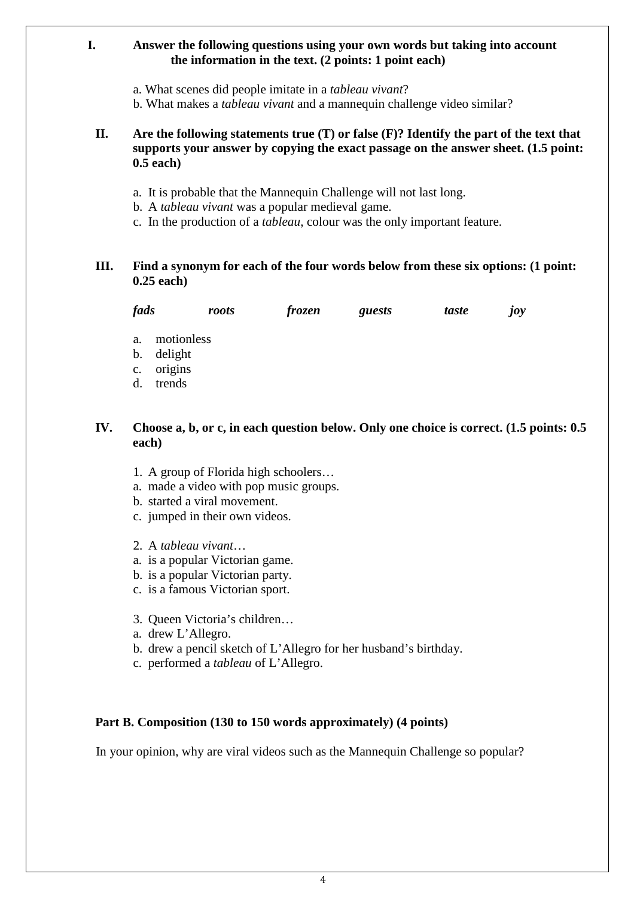**I. Answer the following questions using your own words but taking into account the information in the text. (2 points: 1 point each)**

a. What scenes did people imitate in a *tableau vivant*?
b. What makes a *tableau vivant* and a mannequin challenge video similar?

**II. Are the following statements true (T) or false (F)? Identify the part of the text that supports your answer by copying the exact passage on the answer sheet. (1.5 point: 0.5 each)**

a. It is probable that the Mannequin Challenge will not last long.
b. A *tableau vivant* was a popular medieval game.
c. In the production of a *tableau*, colour was the only important feature.

**III. Find a synonym for each of the four words below from these six options: (1 point: 0.25 each)**

***fads*** ***roots*** ***frozen*** ***guests*** ***taste*** ***joy***

a. motionless
b. delight
c. origins
d. trends

**IV. Choose a, b, or c, in each question below. Only one choice is correct. (1.5 points: 0.5 each)**

1. A group of Florida high schoolers…
a. made a video with pop music groups.
b. started a viral movement.
c. jumped in their own videos.

2. A *tableau vivant*…
a. is a popular Victorian game.
b. is a popular Victorian party.
c. is a famous Victorian sport.

3. Queen Victoria's children…
a. drew L'Allegro.
b. drew a pencil sketch of L'Allegro for her husband's birthday.
c. performed a *tableau* of L'Allegro.

**Part B. Composition (130 to 150 words approximately) (4 points)**

In your opinion, why are viral videos such as the Mannequin Challenge so popular?